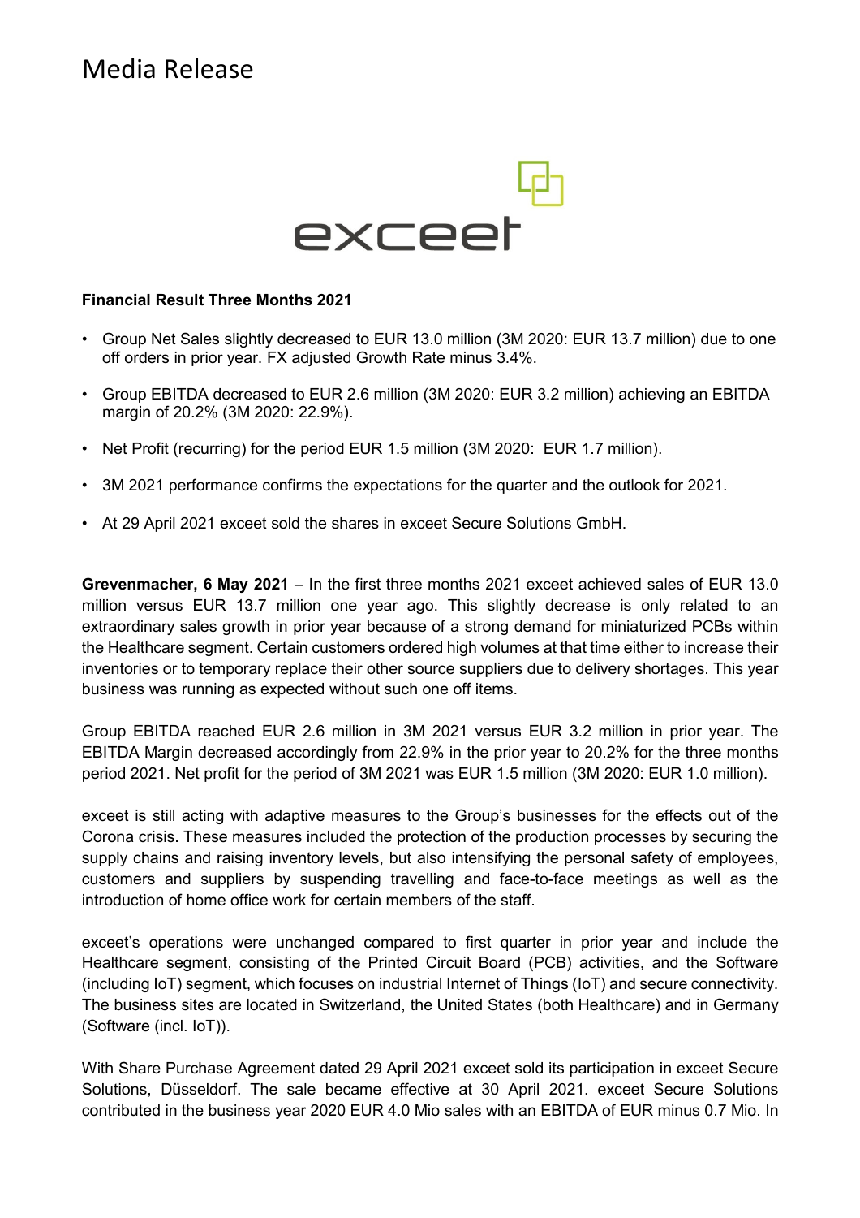# Media Release

exceet

**Financial Result Three Months 2021**

- Group Net Sales slightly decreased to EUR 13.0 million (3M 2020: EUR 13.7 million) due to one off orders in prior year. FX adjusted Growth Rate minus 3.4%.
- Group EBITDA decreased to EUR 2.6 million (3M 2020: EUR 3.2 million) achieving an EBITDA margin of 20.2% (3M 2020: 22.9%).
- Net Profit (recurring) for the period EUR 1.5 million (3M 2020: EUR 1.7 million).
- 3M 2021 performance confirms the expectations for the quarter and the outlook for 2021.
- At 29 April 2021 exceet sold the shares in exceet Secure Solutions GmbH.

**Grevenmacher, 6 May 2021** – In the first three months 2021 exceet achieved sales of EUR 13.0 million versus EUR 13.7 million one year ago. This slightly decrease is only related to an extraordinary sales growth in prior year because of a strong demand for miniaturized PCBs within the Healthcare segment. Certain customers ordered high volumes at that time either to increase their inventories or to temporary replace their other source suppliers due to delivery shortages. This year business was running as expected without such one off items.

Group EBITDA reached EUR 2.6 million in 3M 2021 versus EUR 3.2 million in prior year. The EBITDA Margin decreased accordingly from 22.9% in the prior year to 20.2% for the three months period 2021. Net profit for the period of 3M 2021 was EUR 1.5 million (3M 2020: EUR 1.0 million).

exceet is still acting with adaptive measures to the Group's businesses for the effects out of the Corona crisis. These measures included the protection of the production processes by securing the supply chains and raising inventory levels, but also intensifying the personal safety of employees, customers and suppliers by suspending travelling and face-to-face meetings as well as the introduction of home office work for certain members of the staff.

exceet's operations were unchanged compared to first quarter in prior year and include the Healthcare segment, consisting of the Printed Circuit Board (PCB) activities, and the Software (including IoT) segment, which focuses on industrial Internet of Things (IoT) and secure connectivity. The business sites are located in Switzerland, the United States (both Healthcare) and in Germany (Software (incl. IoT)).

With Share Purchase Agreement dated 29 April 2021 exceet sold its participation in exceet Secure Solutions, Düsseldorf. The sale became effective at 30 April 2021. exceet Secure Solutions contributed in the business year 2020 EUR 4.0 Mio sales with an EBITDA of EUR minus 0.7 Mio. In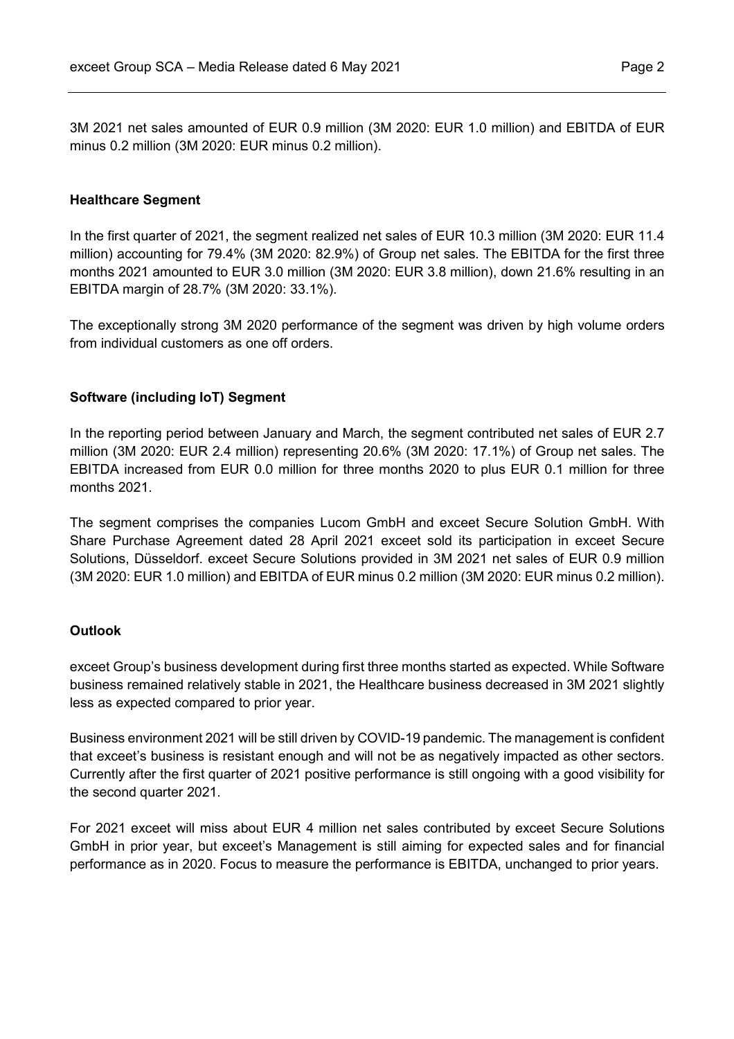3M 2021 net sales amounted of EUR 0.9 million (3M 2020: EUR 1.0 million) and EBITDA of EUR minus 0.2 million (3M 2020: EUR minus 0.2 million).

**Healthcare Segment**

In the first quarter of 2021, the segment realized net sales of EUR 10.3 million (3M 2020: EUR 11.4 million) accounting for 79.4% (3M 2020: 82.9%) of Group net sales. The EBITDA for the first three months 2021 amounted to EUR 3.0 million (3M 2020: EUR 3.8 million), down 21.6% resulting in an EBITDA margin of 28.7% (3M 2020: 33.1%).

The exceptionally strong 3M 2020 performance of the segment was driven by high volume orders from individual customers as one off orders.

**Software (including IoT) Segment**

In the reporting period between January and March, the segment contributed net sales of EUR 2.7 million (3M 2020: EUR 2.4 million) representing 20.6% (3M 2020: 17.1%) of Group net sales. The EBITDA increased from EUR 0.0 million for three months 2020 to plus EUR 0.1 million for three months 2021.

The segment comprises the companies Lucom GmbH and exceet Secure Solution GmbH. With Share Purchase Agreement dated 28 April 2021 exceet sold its participation in exceet Secure Solutions, Düsseldorf. exceet Secure Solutions provided in 3M 2021 net sales of EUR 0.9 million (3M 2020: EUR 1.0 million) and EBITDA of EUR minus 0.2 million (3M 2020: EUR minus 0.2 million).

**Outlook**

exceet Group's business development during first three months started as expected. While Software business remained relatively stable in 2021, the Healthcare business decreased in 3M 2021 slightly less as expected compared to prior year.

Business environment 2021 will be still driven by COVID-19 pandemic. The management is confident that exceet's business is resistant enough and will not be as negatively impacted as other sectors. Currently after the first quarter of 2021 positive performance is still ongoing with a good visibility for the second quarter 2021.

For 2021 exceet will miss about EUR 4 million net sales contributed by exceet Secure Solutions GmbH in prior year, but exceet's Management is still aiming for expected sales and for financial performance as in 2020. Focus to measure the performance is EBITDA, unchanged to prior years.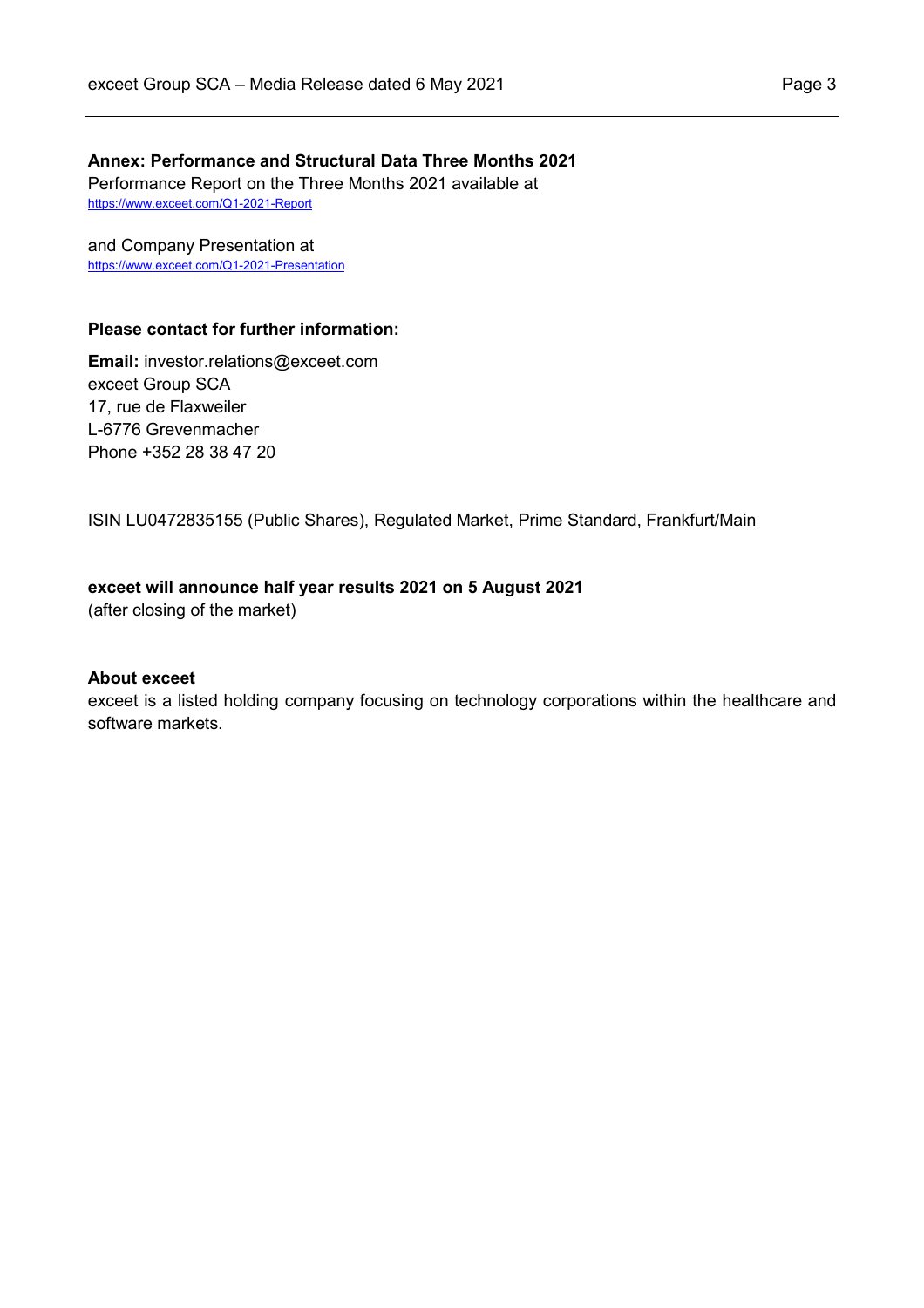**Annex: Performance and Structural Data Three Months 2021**
Performance Report on the Three Months 2021 available at
https://www.exceet.com/Q1-2021-Report

and Company Presentation at
https://www.exceet.com/Q1-2021-Presentation

**Please contact for further information:**

**Email:** investor.relations@exceet.com
exceet Group SCA
17, rue de Flaxweiler
L-6776 Grevenmacher
Phone +352 28 38 47 20

ISIN LU0472835155 (Public Shares), Regulated Market, Prime Standard, Frankfurt/Main

**exceet will announce half year results 2021 on 5 August 2021**
(after closing of the market)

**About exceet**
exceet is a listed holding company focusing on technology corporations within the healthcare and software markets.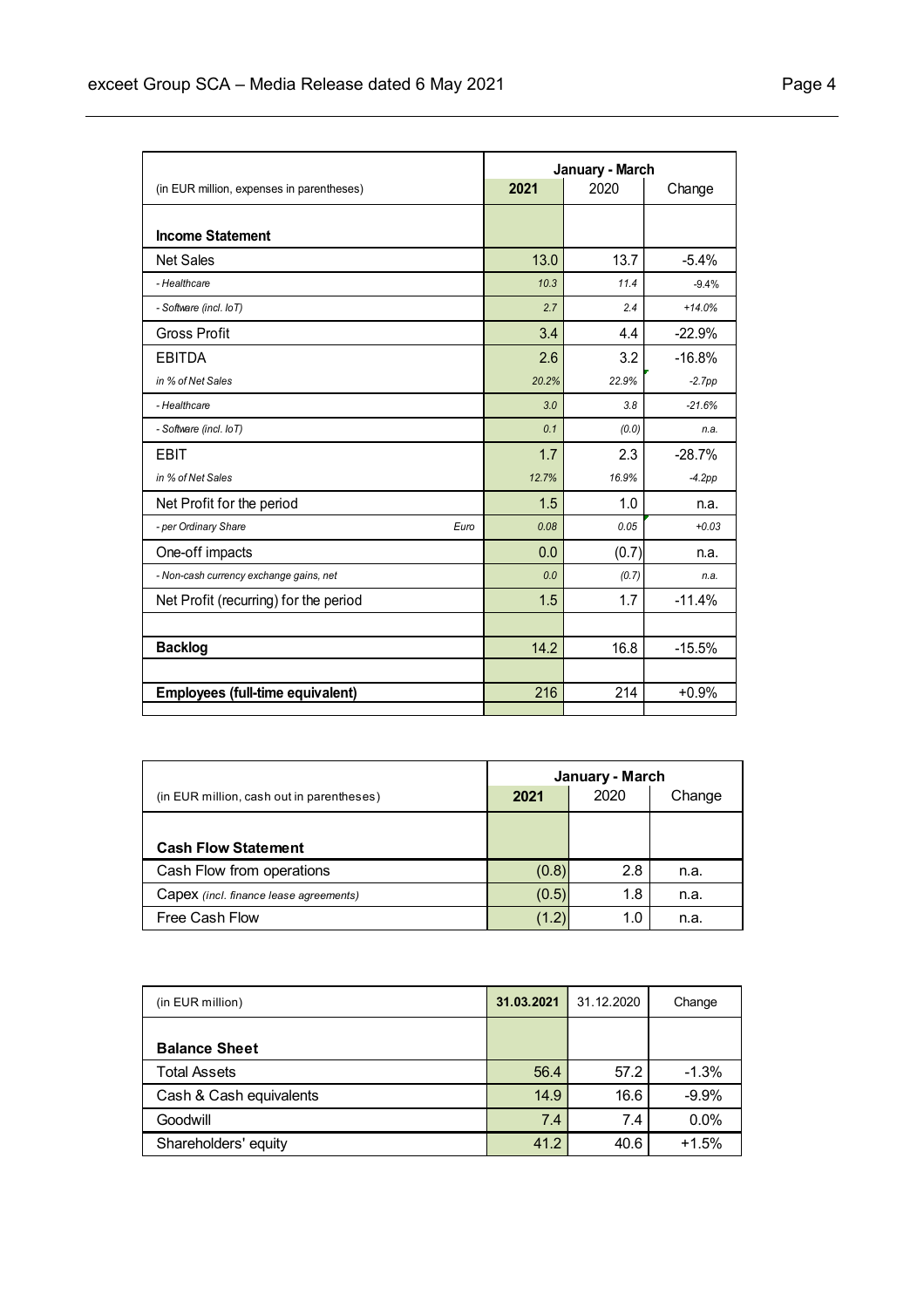| (in EUR million, expenses in parentheses) | January - March 2021 | 2020 | Change |
|---|---|---|---|
| **Income Statement** | | | |
| Net Sales | 13.0 | 13.7 | -5.4% |
| *- Healthcare* | *10.3* | *11.4* | *-9.4%* |
| *- Software (incl. IoT)* | *2.7* | *2.4* | *+14.0%* |
| Gross Profit | 3.4 | 4.4 | -22.9% |
| EBITDA | 2.6 | 3.2 | -16.8% |
| *in % of Net Sales* | *20.2%* | *22.9%* | *-2.7pp* |
| *- Healthcare* | *3.0* | *3.8* | *-21.6%* |
| *- Software (incl. IoT)* | *0.1* | *(0.0)* | *n.a.* |
| EBIT | 1.7 | 2.3 | -28.7% |
| *in % of Net Sales* | *12.7%* | *16.9%* | *-4.2pp* |
| Net Profit for the period | 1.5 | 1.0 | n.a. |
| *- per Ordinary Share Euro* | *0.08* | *0.05* | *+0.03* |
| One-off impacts | 0.0 | (0.7) | n.a. |
| *- Non-cash currency exchange gains, net* | *0.0* | *(0.7)* | *n.a.* |
| Net Profit (recurring) for the period | 1.5 | 1.7 | -11.4% |
| | | | |
| **Backlog** | 14.2 | 16.8 | -15.5% |
| | | | |
| **Employees (full-time equivalent)** | 216 | 214 | +0.9% |

| (in EUR million, cash out in parentheses) | January - March 2021 | 2020 | Change |
|---|---|---|---|
| **Cash Flow Statement** | | | |
| Cash Flow from operations | (0.8) | 2.8 | n.a. |
| Capex *(incl. finance lease agreements)* | (0.5) | 1.8 | n.a. |
| Free Cash Flow | (1.2) | 1.0 | n.a. |

| (in EUR million) | 31.03.2021 | 31.12.2020 | Change |
|---|---|---|---|
| **Balance Sheet** | | | |
| Total Assets | 56.4 | 57.2 | -1.3% |
| Cash & Cash equivalents | 14.9 | 16.6 | -9.9% |
| Goodwill | 7.4 | 7.4 | 0.0% |
| Shareholders' equity | 41.2 | 40.6 | +1.5% |